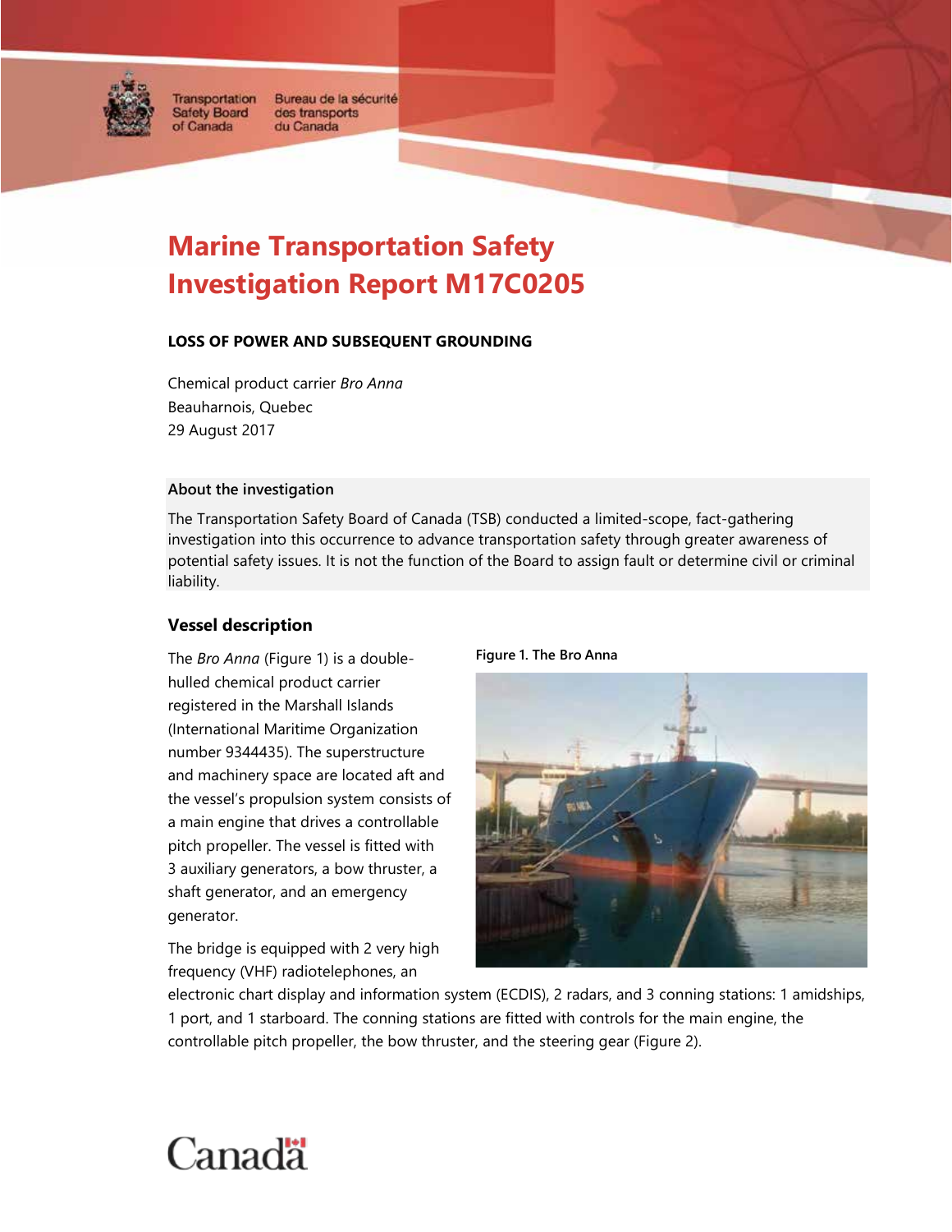Transportation Safety Board of Canada | Bureau de la sécurité des transports du Canada

# Marine Transportation Safety Investigation Report M17C0205

**LOSS OF POWER AND SUBSEQUENT GROUNDING**

Chemical product carrier *Bro Anna*
Beauharnois, Quebec
29 August 2017

**About the investigation**

The Transportation Safety Board of Canada (TSB) conducted a limited-scope, fact-gathering investigation into this occurrence to advance transportation safety through greater awareness of potential safety issues. It is not the function of the Board to assign fault or determine civil or criminal liability.

## Vessel description

The *Bro Anna* (Figure 1) is a double-hulled chemical product carrier registered in the Marshall Islands (International Maritime Organization number 9344435). The superstructure and machinery space are located aft and the vessel's propulsion system consists of a main engine that drives a controllable pitch propeller. The vessel is fitted with 3 auxiliary generators, a bow thruster, a shaft generator, and an emergency generator.

**Figure 1. The Bro Anna**

The bridge is equipped with 2 very high frequency (VHF) radiotelephones, an electronic chart display and information system (ECDIS), 2 radars, and 3 conning stations: 1 amidships, 1 port, and 1 starboard. The conning stations are fitted with controls for the main engine, the controllable pitch propeller, the bow thruster, and the steering gear (Figure 2).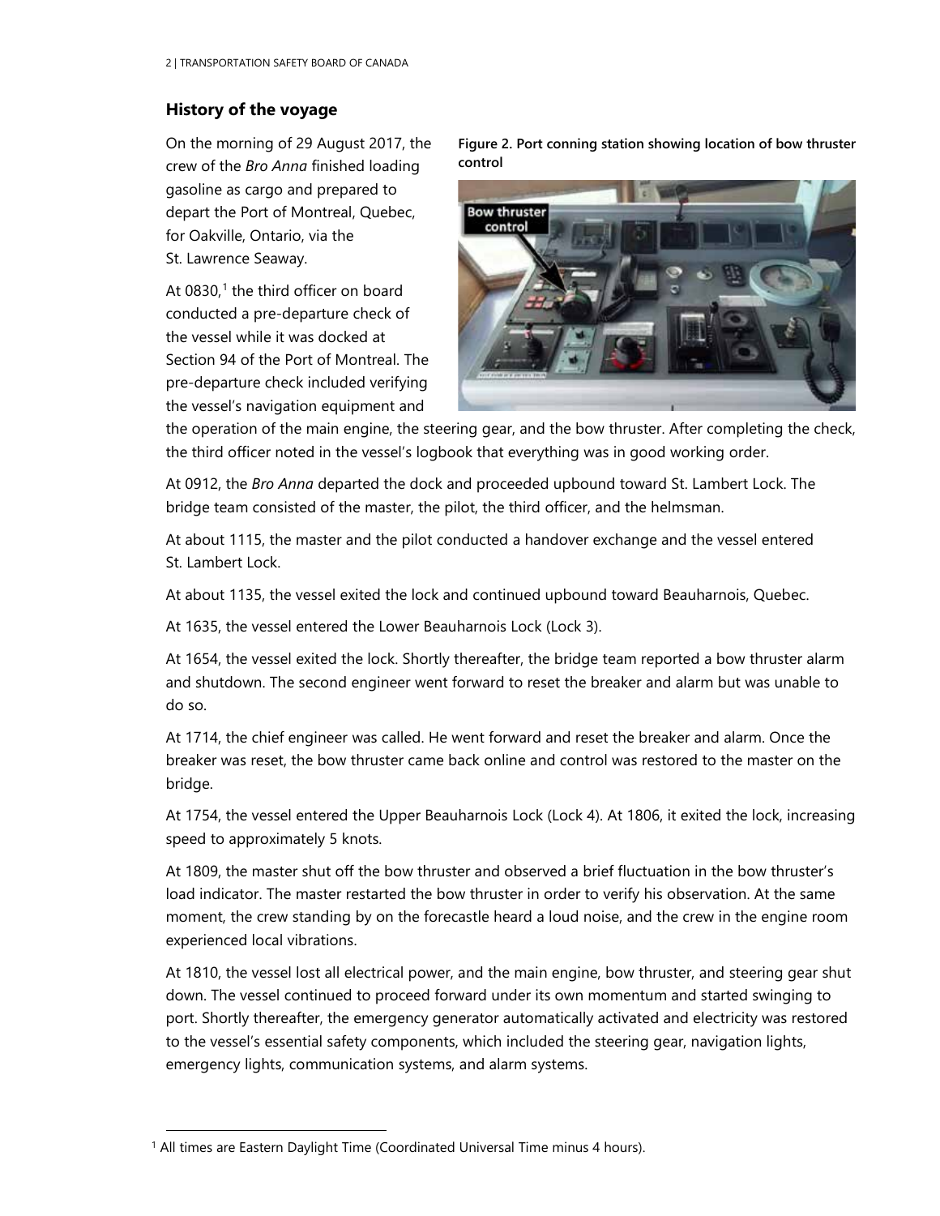## History of the voyage

On the morning of 29 August 2017, the crew of the *Bro Anna* finished loading gasoline as cargo and prepared to depart the Port of Montreal, Quebec, for Oakville, Ontario, via the St. Lawrence Seaway.

At 0830,[1] the third officer on board conducted a pre-departure check of the vessel while it was docked at Section 94 of the Port of Montreal. The pre-departure check included verifying the vessel's navigation equipment and the operation of the main engine, the steering gear, and the bow thruster. After completing the check, the third officer noted in the vessel's logbook that everything was in good working order.

**Figure 2. Port conning station showing location of bow thruster control**

At 0912, the *Bro Anna* departed the dock and proceeded upbound toward St. Lambert Lock. The bridge team consisted of the master, the pilot, the third officer, and the helmsman.

At about 1115, the master and the pilot conducted a handover exchange and the vessel entered St. Lambert Lock.

At about 1135, the vessel exited the lock and continued upbound toward Beauharnois, Quebec.

At 1635, the vessel entered the Lower Beauharnois Lock (Lock 3).

At 1654, the vessel exited the lock. Shortly thereafter, the bridge team reported a bow thruster alarm and shutdown. The second engineer went forward to reset the breaker and alarm but was unable to do so.

At 1714, the chief engineer was called. He went forward and reset the breaker and alarm. Once the breaker was reset, the bow thruster came back online and control was restored to the master on the bridge.

At 1754, the vessel entered the Upper Beauharnois Lock (Lock 4). At 1806, it exited the lock, increasing speed to approximately 5 knots.

At 1809, the master shut off the bow thruster and observed a brief fluctuation in the bow thruster's load indicator. The master restarted the bow thruster in order to verify his observation. At the same moment, the crew standing by on the forecastle heard a loud noise, and the crew in the engine room experienced local vibrations.

At 1810, the vessel lost all electrical power, and the main engine, bow thruster, and steering gear shut down. The vessel continued to proceed forward under its own momentum and started swinging to port. Shortly thereafter, the emergency generator automatically activated and electricity was restored to the vessel's essential safety components, which included the steering gear, navigation lights, emergency lights, communication systems, and alarm systems.

[1] All times are Eastern Daylight Time (Coordinated Universal Time minus 4 hours).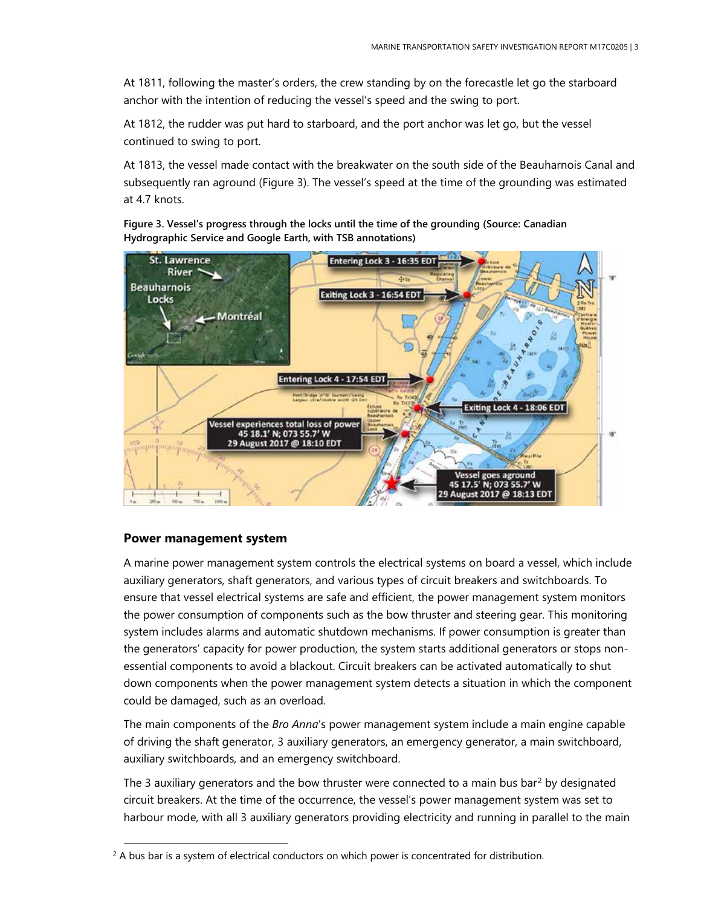At 1811, following the master's orders, the crew standing by on the forecastle let go the starboard anchor with the intention of reducing the vessel's speed and the swing to port.

At 1812, the rudder was put hard to starboard, and the port anchor was let go, but the vessel continued to swing to port.

At 1813, the vessel made contact with the breakwater on the south side of the Beauharnois Canal and subsequently ran aground (Figure 3). The vessel's speed at the time of the grounding was estimated at 4.7 knots.

**Figure 3. Vessel's progress through the locks until the time of the grounding (Source: Canadian Hydrographic Service and Google Earth, with TSB annotations)**

## Power management system

A marine power management system controls the electrical systems on board a vessel, which include auxiliary generators, shaft generators, and various types of circuit breakers and switchboards. To ensure that vessel electrical systems are safe and efficient, the power management system monitors the power consumption of components such as the bow thruster and steering gear. This monitoring system includes alarms and automatic shutdown mechanisms. If power consumption is greater than the generators' capacity for power production, the system starts additional generators or stops non-essential components to avoid a blackout. Circuit breakers can be activated automatically to shut down components when the power management system detects a situation in which the component could be damaged, such as an overload.

The main components of the *Bro Anna*'s power management system include a main engine capable of driving the shaft generator, 3 auxiliary generators, an emergency generator, a main switchboard, auxiliary switchboards, and an emergency switchboard.

The 3 auxiliary generators and the bow thruster were connected to a main bus bar[2] by designated circuit breakers. At the time of the occurrence, the vessel's power management system was set to harbour mode, with all 3 auxiliary generators providing electricity and running in parallel to the main

[2] A bus bar is a system of electrical conductors on which power is concentrated for distribution.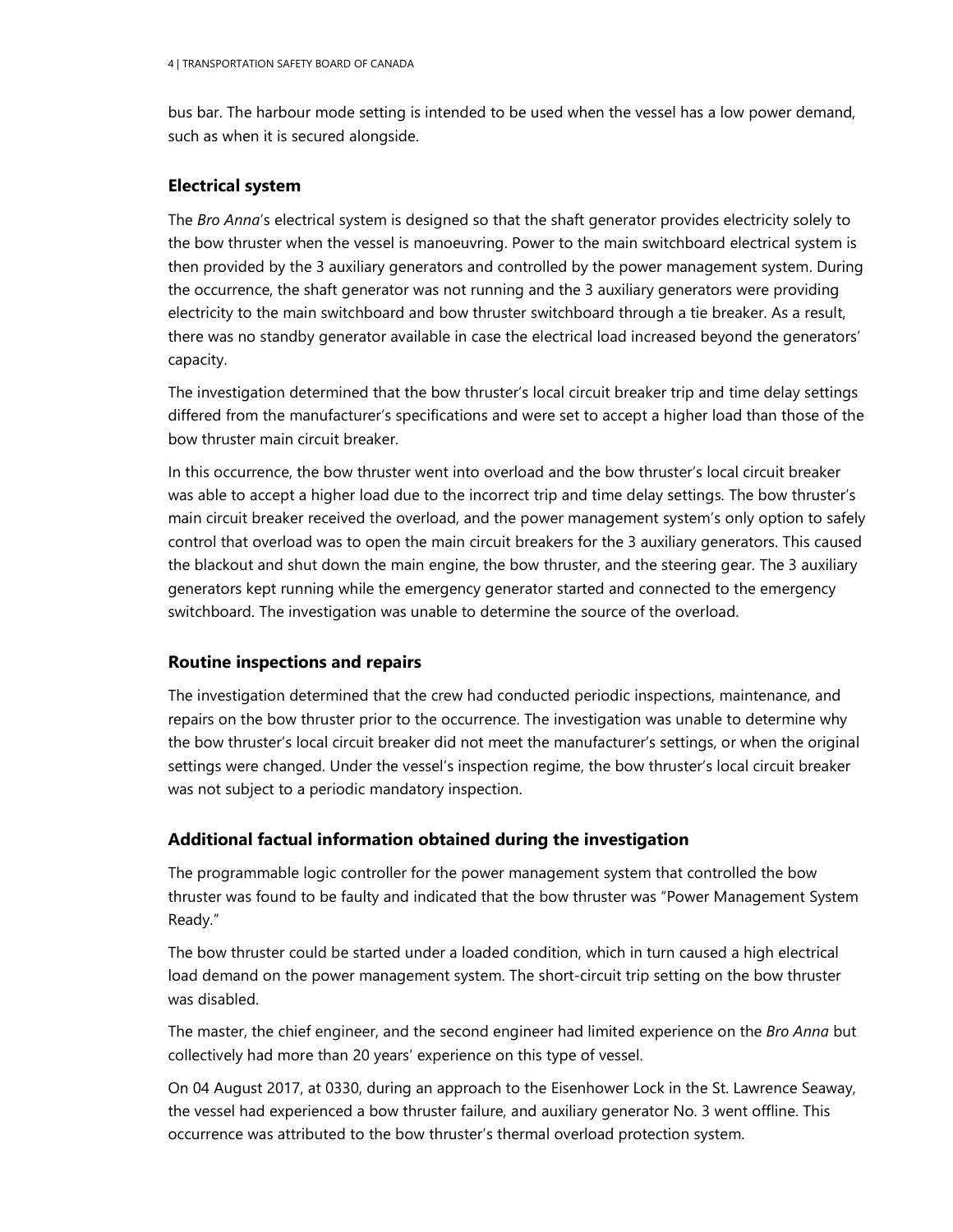bus bar. The harbour mode setting is intended to be used when the vessel has a low power demand, such as when it is secured alongside.

### Electrical system

The *Bro Anna*'s electrical system is designed so that the shaft generator provides electricity solely to the bow thruster when the vessel is manoeuvring. Power to the main switchboard electrical system is then provided by the 3 auxiliary generators and controlled by the power management system. During the occurrence, the shaft generator was not running and the 3 auxiliary generators were providing electricity to the main switchboard and bow thruster switchboard through a tie breaker. As a result, there was no standby generator available in case the electrical load increased beyond the generators' capacity.

The investigation determined that the bow thruster's local circuit breaker trip and time delay settings differed from the manufacturer's specifications and were set to accept a higher load than those of the bow thruster main circuit breaker.

In this occurrence, the bow thruster went into overload and the bow thruster's local circuit breaker was able to accept a higher load due to the incorrect trip and time delay settings. The bow thruster's main circuit breaker received the overload, and the power management system's only option to safely control that overload was to open the main circuit breakers for the 3 auxiliary generators. This caused the blackout and shut down the main engine, the bow thruster, and the steering gear. The 3 auxiliary generators kept running while the emergency generator started and connected to the emergency switchboard. The investigation was unable to determine the source of the overload.

### Routine inspections and repairs

The investigation determined that the crew had conducted periodic inspections, maintenance, and repairs on the bow thruster prior to the occurrence. The investigation was unable to determine why the bow thruster's local circuit breaker did not meet the manufacturer's settings, or when the original settings were changed. Under the vessel's inspection regime, the bow thruster's local circuit breaker was not subject to a periodic mandatory inspection.

### Additional factual information obtained during the investigation

The programmable logic controller for the power management system that controlled the bow thruster was found to be faulty and indicated that the bow thruster was "Power Management System Ready."

The bow thruster could be started under a loaded condition, which in turn caused a high electrical load demand on the power management system. The short-circuit trip setting on the bow thruster was disabled.

The master, the chief engineer, and the second engineer had limited experience on the *Bro Anna* but collectively had more than 20 years' experience on this type of vessel.

On 04 August 2017, at 0330, during an approach to the Eisenhower Lock in the St. Lawrence Seaway, the vessel had experienced a bow thruster failure, and auxiliary generator No. 3 went offline. This occurrence was attributed to the bow thruster's thermal overload protection system.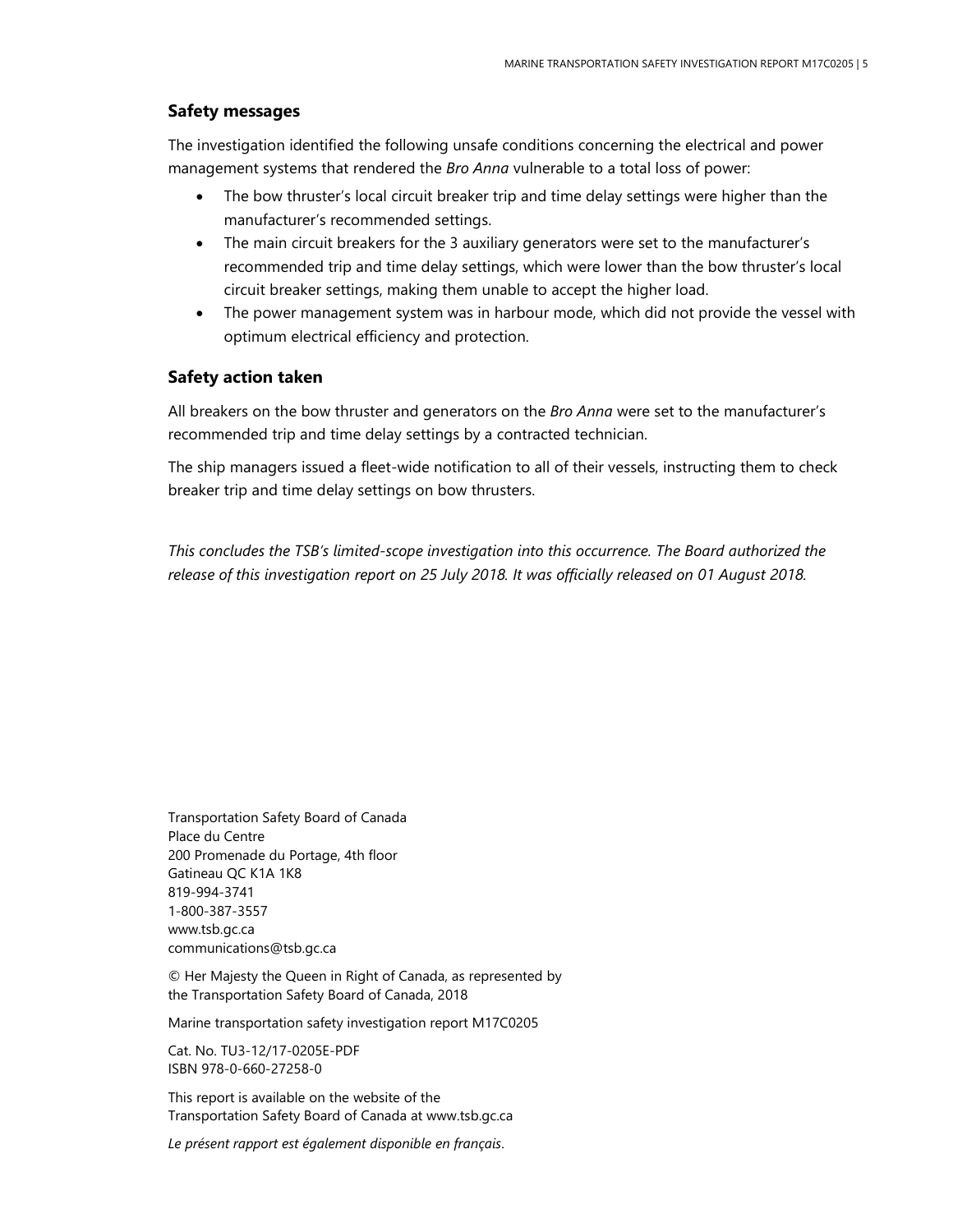### Safety messages

The investigation identified the following unsafe conditions concerning the electrical and power management systems that rendered the *Bro Anna* vulnerable to a total loss of power:

- The bow thruster's local circuit breaker trip and time delay settings were higher than the manufacturer's recommended settings.
- The main circuit breakers for the 3 auxiliary generators were set to the manufacturer's recommended trip and time delay settings, which were lower than the bow thruster's local circuit breaker settings, making them unable to accept the higher load.
- The power management system was in harbour mode, which did not provide the vessel with optimum electrical efficiency and protection.

### Safety action taken

All breakers on the bow thruster and generators on the *Bro Anna* were set to the manufacturer's recommended trip and time delay settings by a contracted technician.

The ship managers issued a fleet-wide notification to all of their vessels, instructing them to check breaker trip and time delay settings on bow thrusters.

*This concludes the TSB's limited-scope investigation into this occurrence. The Board authorized the release of this investigation report on 25 July 2018. It was officially released on 01 August 2018.*

Transportation Safety Board of Canada
Place du Centre
200 Promenade du Portage, 4th floor
Gatineau QC K1A 1K8
819-994-3741
1-800-387-3557
www.tsb.gc.ca
communications@tsb.gc.ca

© Her Majesty the Queen in Right of Canada, as represented by the Transportation Safety Board of Canada, 2018

Marine transportation safety investigation report M17C0205

Cat. No. TU3-12/17-0205E-PDF
ISBN 978-0-660-27258-0

This report is available on the website of the Transportation Safety Board of Canada at www.tsb.gc.ca

*Le présent rapport est également disponible en français.*